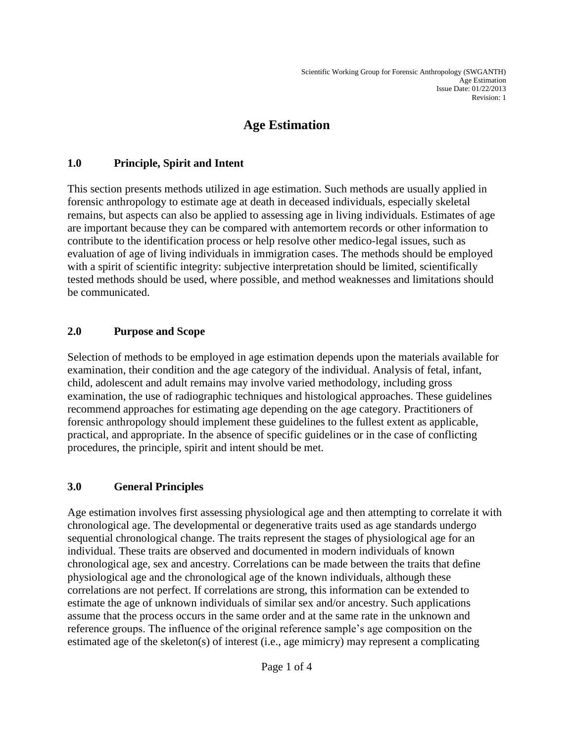# Age Estimation

## 1.0 Principle, Spirit and Intent

This section presents methods utilized in age estimation. Such methods are usually applied in forensic anthropology to estimate age at death in deceased individuals, especially skeletal remains, but aspects can also be applied to assessing age in living individuals. Estimates of age are important because they can be compared with antemortem records or other information to contribute to the identification process or help resolve other medico-legal issues, such as evaluation of age of living individuals in immigration cases. The methods should be employed with a spirit of scientific integrity: subjective interpretation should be limited, scientifically tested methods should be used, where possible, and method weaknesses and limitations should be communicated.

## 2.0 Purpose and Scope

Selection of methods to be employed in age estimation depends upon the materials available for examination, their condition and the age category of the individual. Analysis of fetal, infant, child, adolescent and adult remains may involve varied methodology, including gross examination, the use of radiographic techniques and histological approaches. These guidelines recommend approaches for estimating age depending on the age category. Practitioners of forensic anthropology should implement these guidelines to the fullest extent as applicable, practical, and appropriate. In the absence of specific guidelines or in the case of conflicting procedures, the principle, spirit and intent should be met.

## 3.0 General Principles

Age estimation involves first assessing physiological age and then attempting to correlate it with chronological age. The developmental or degenerative traits used as age standards undergo sequential chronological change. The traits represent the stages of physiological age for an individual. These traits are observed and documented in modern individuals of known chronological age, sex and ancestry. Correlations can be made between the traits that define physiological age and the chronological age of the known individuals, although these correlations are not perfect. If correlations are strong, this information can be extended to estimate the age of unknown individuals of similar sex and/or ancestry. Such applications assume that the process occurs in the same order and at the same rate in the unknown and reference groups. The influence of the original reference sample's age composition on the estimated age of the skeleton(s) of interest (i.e., age mimicry) may represent a complicating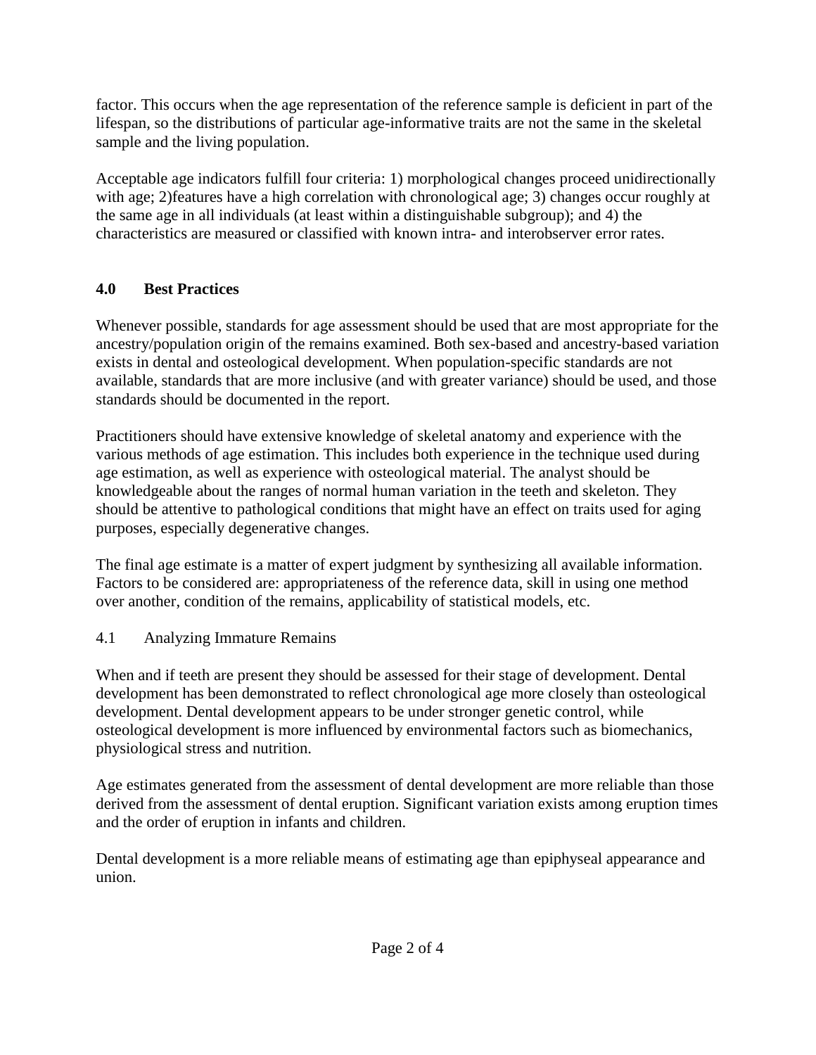factor. This occurs when the age representation of the reference sample is deficient in part of the lifespan, so the distributions of particular age-informative traits are not the same in the skeletal sample and the living population.

Acceptable age indicators fulfill four criteria: 1) morphological changes proceed unidirectionally with age; 2)features have a high correlation with chronological age; 3) changes occur roughly at the same age in all individuals (at least within a distinguishable subgroup); and 4) the characteristics are measured or classified with known intra- and interobserver error rates.

## 4.0 Best Practices

Whenever possible, standards for age assessment should be used that are most appropriate for the ancestry/population origin of the remains examined. Both sex-based and ancestry-based variation exists in dental and osteological development. When population-specific standards are not available, standards that are more inclusive (and with greater variance) should be used, and those standards should be documented in the report.

Practitioners should have extensive knowledge of skeletal anatomy and experience with the various methods of age estimation. This includes both experience in the technique used during age estimation, as well as experience with osteological material. The analyst should be knowledgeable about the ranges of normal human variation in the teeth and skeleton. They should be attentive to pathological conditions that might have an effect on traits used for aging purposes, especially degenerative changes.

The final age estimate is a matter of expert judgment by synthesizing all available information. Factors to be considered are: appropriateness of the reference data, skill in using one method over another, condition of the remains, applicability of statistical models, etc.

### 4.1 Analyzing Immature Remains

When and if teeth are present they should be assessed for their stage of development. Dental development has been demonstrated to reflect chronological age more closely than osteological development. Dental development appears to be under stronger genetic control, while osteological development is more influenced by environmental factors such as biomechanics, physiological stress and nutrition.

Age estimates generated from the assessment of dental development are more reliable than those derived from the assessment of dental eruption. Significant variation exists among eruption times and the order of eruption in infants and children.

Dental development is a more reliable means of estimating age than epiphyseal appearance and union.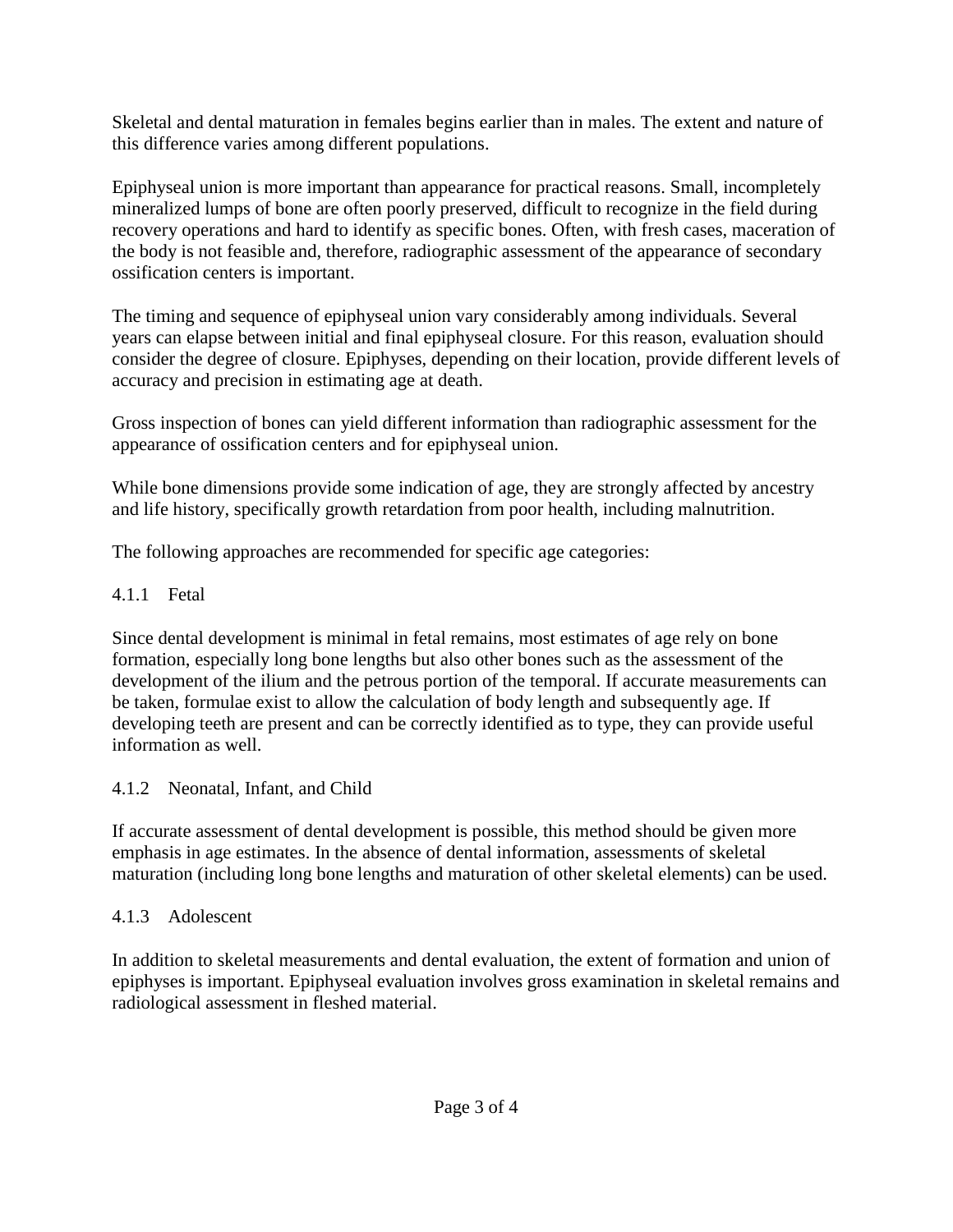Skeletal and dental maturation in females begins earlier than in males. The extent and nature of this difference varies among different populations.

Epiphyseal union is more important than appearance for practical reasons. Small, incompletely mineralized lumps of bone are often poorly preserved, difficult to recognize in the field during recovery operations and hard to identify as specific bones. Often, with fresh cases, maceration of the body is not feasible and, therefore, radiographic assessment of the appearance of secondary ossification centers is important.

The timing and sequence of epiphyseal union vary considerably among individuals. Several years can elapse between initial and final epiphyseal closure. For this reason, evaluation should consider the degree of closure. Epiphyses, depending on their location, provide different levels of accuracy and precision in estimating age at death.

Gross inspection of bones can yield different information than radiographic assessment for the appearance of ossification centers and for epiphyseal union.

While bone dimensions provide some indication of age, they are strongly affected by ancestry and life history, specifically growth retardation from poor health, including malnutrition.

The following approaches are recommended for specific age categories:

### 4.1.1 Fetal

Since dental development is minimal in fetal remains, most estimates of age rely on bone formation, especially long bone lengths but also other bones such as the assessment of the development of the ilium and the petrous portion of the temporal. If accurate measurements can be taken, formulae exist to allow the calculation of body length and subsequently age. If developing teeth are present and can be correctly identified as to type, they can provide useful information as well.

### 4.1.2 Neonatal, Infant, and Child

If accurate assessment of dental development is possible, this method should be given more emphasis in age estimates. In the absence of dental information, assessments of skeletal maturation (including long bone lengths and maturation of other skeletal elements) can be used.

### 4.1.3 Adolescent

In addition to skeletal measurements and dental evaluation, the extent of formation and union of epiphyses is important. Epiphyseal evaluation involves gross examination in skeletal remains and radiological assessment in fleshed material.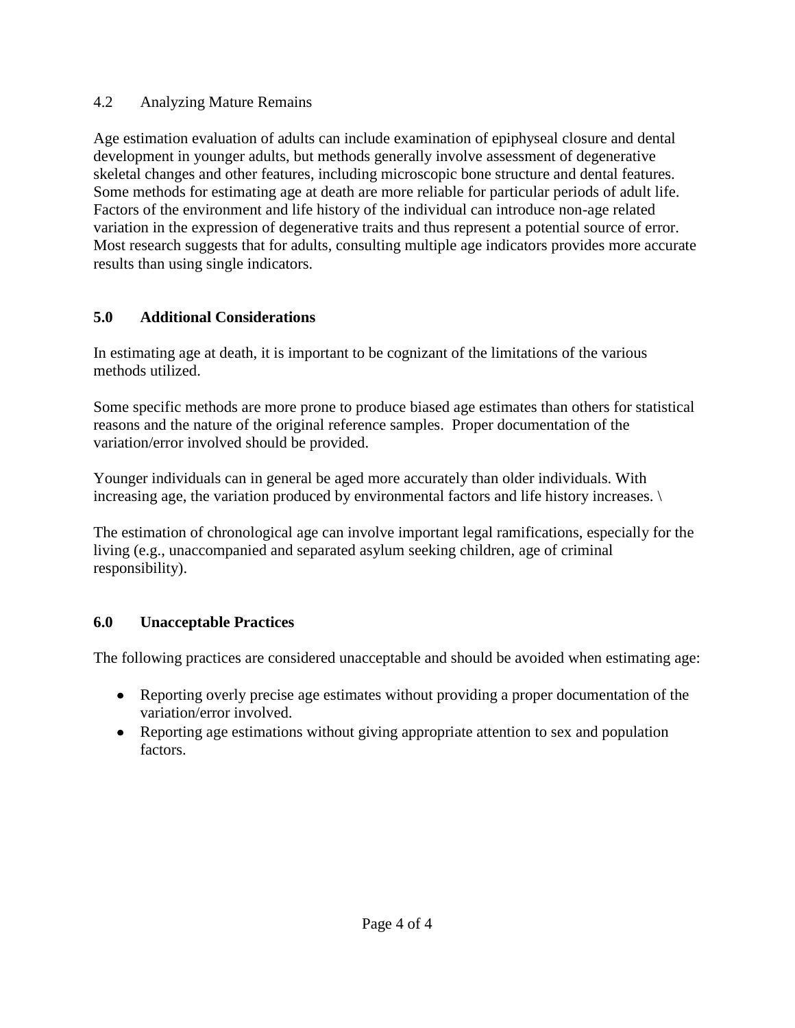### 4.2 Analyzing Mature Remains

Age estimation evaluation of adults can include examination of epiphyseal closure and dental development in younger adults, but methods generally involve assessment of degenerative skeletal changes and other features, including microscopic bone structure and dental features. Some methods for estimating age at death are more reliable for particular periods of adult life. Factors of the environment and life history of the individual can introduce non-age related variation in the expression of degenerative traits and thus represent a potential source of error. Most research suggests that for adults, consulting multiple age indicators provides more accurate results than using single indicators.

## 5.0 Additional Considerations

In estimating age at death, it is important to be cognizant of the limitations of the various methods utilized.

Some specific methods are more prone to produce biased age estimates than others for statistical reasons and the nature of the original reference samples. Proper documentation of the variation/error involved should be provided.

Younger individuals can in general be aged more accurately than older individuals. With increasing age, the variation produced by environmental factors and life history increases. \

The estimation of chronological age can involve important legal ramifications, especially for the living (e.g., unaccompanied and separated asylum seeking children, age of criminal responsibility).

## 6.0 Unacceptable Practices

The following practices are considered unacceptable and should be avoided when estimating age:

- Reporting overly precise age estimates without providing a proper documentation of the variation/error involved.
- Reporting age estimations without giving appropriate attention to sex and population factors.